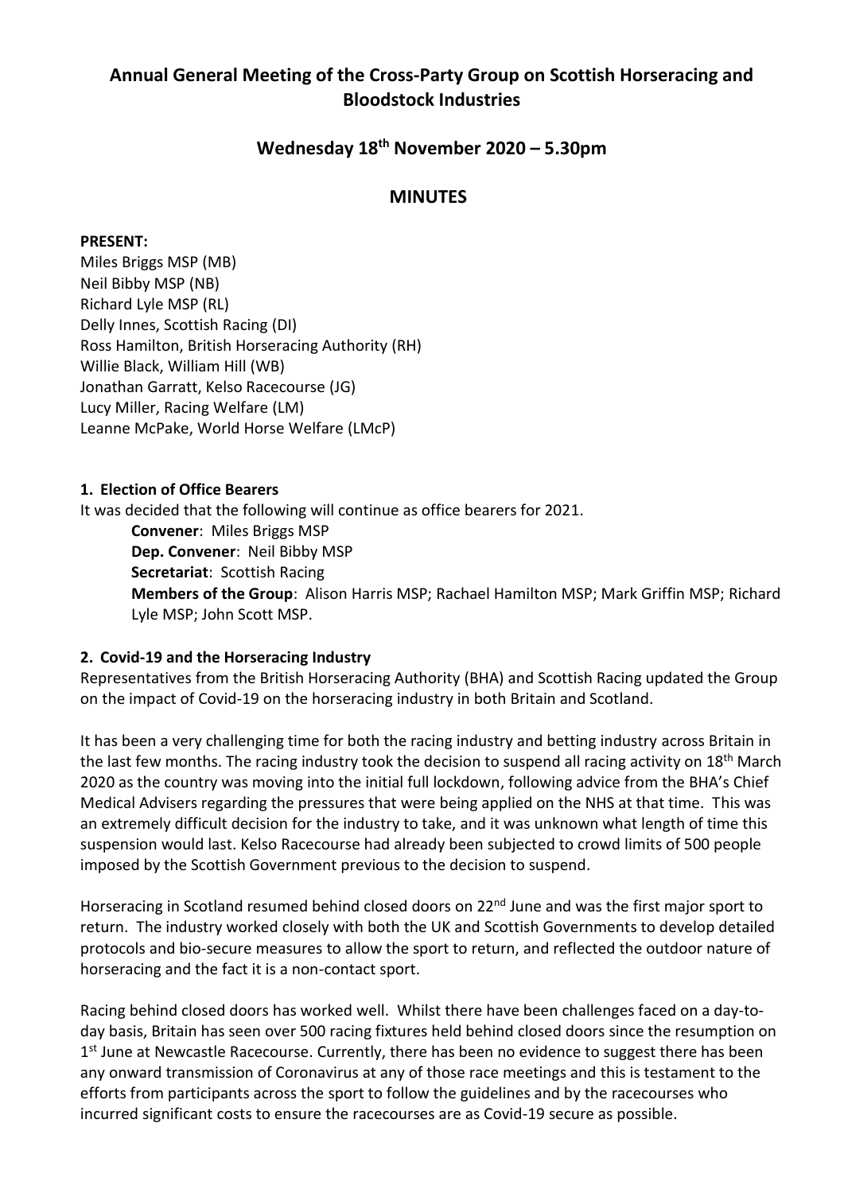# Annual General Meeting of the Cross-Party Group on Scottish Horseracing and Bloodstock Industries

## Wednesday 18th November 2020 – 5.30pm

## MINUTES

**PRESENT:**
Miles Briggs MSP (MB)
Neil Bibby MSP (NB)
Richard Lyle MSP (RL)
Delly Innes, Scottish Racing (DI)
Ross Hamilton, British Horseracing Authority (RH)
Willie Black, William Hill (WB)
Jonathan Garratt, Kelso Racecourse (JG)
Lucy Miller, Racing Welfare (LM)
Leanne McPake, World Horse Welfare (LMcP)

### 1. Election of Office Bearers

It was decided that the following will continue as office bearers for 2021.

**Convener**: Miles Briggs MSP
**Dep. Convener**: Neil Bibby MSP
**Secretariat**: Scottish Racing
**Members of the Group**: Alison Harris MSP; Rachael Hamilton MSP; Mark Griffin MSP; Richard Lyle MSP; John Scott MSP.

### 2. Covid-19 and the Horseracing Industry

Representatives from the British Horseracing Authority (BHA) and Scottish Racing updated the Group on the impact of Covid-19 on the horseracing industry in both Britain and Scotland.

It has been a very challenging time for both the racing industry and betting industry across Britain in the last few months. The racing industry took the decision to suspend all racing activity on 18th March 2020 as the country was moving into the initial full lockdown, following advice from the BHA's Chief Medical Advisers regarding the pressures that were being applied on the NHS at that time. This was an extremely difficult decision for the industry to take, and it was unknown what length of time this suspension would last. Kelso Racecourse had already been subjected to crowd limits of 500 people imposed by the Scottish Government previous to the decision to suspend.

Horseracing in Scotland resumed behind closed doors on 22nd June and was the first major sport to return. The industry worked closely with both the UK and Scottish Governments to develop detailed protocols and bio-secure measures to allow the sport to return, and reflected the outdoor nature of horseracing and the fact it is a non-contact sport.

Racing behind closed doors has worked well. Whilst there have been challenges faced on a day-to-day basis, Britain has seen over 500 racing fixtures held behind closed doors since the resumption on 1st June at Newcastle Racecourse. Currently, there has been no evidence to suggest there has been any onward transmission of Coronavirus at any of those race meetings and this is testament to the efforts from participants across the sport to follow the guidelines and by the racecourses who incurred significant costs to ensure the racecourses are as Covid-19 secure as possible.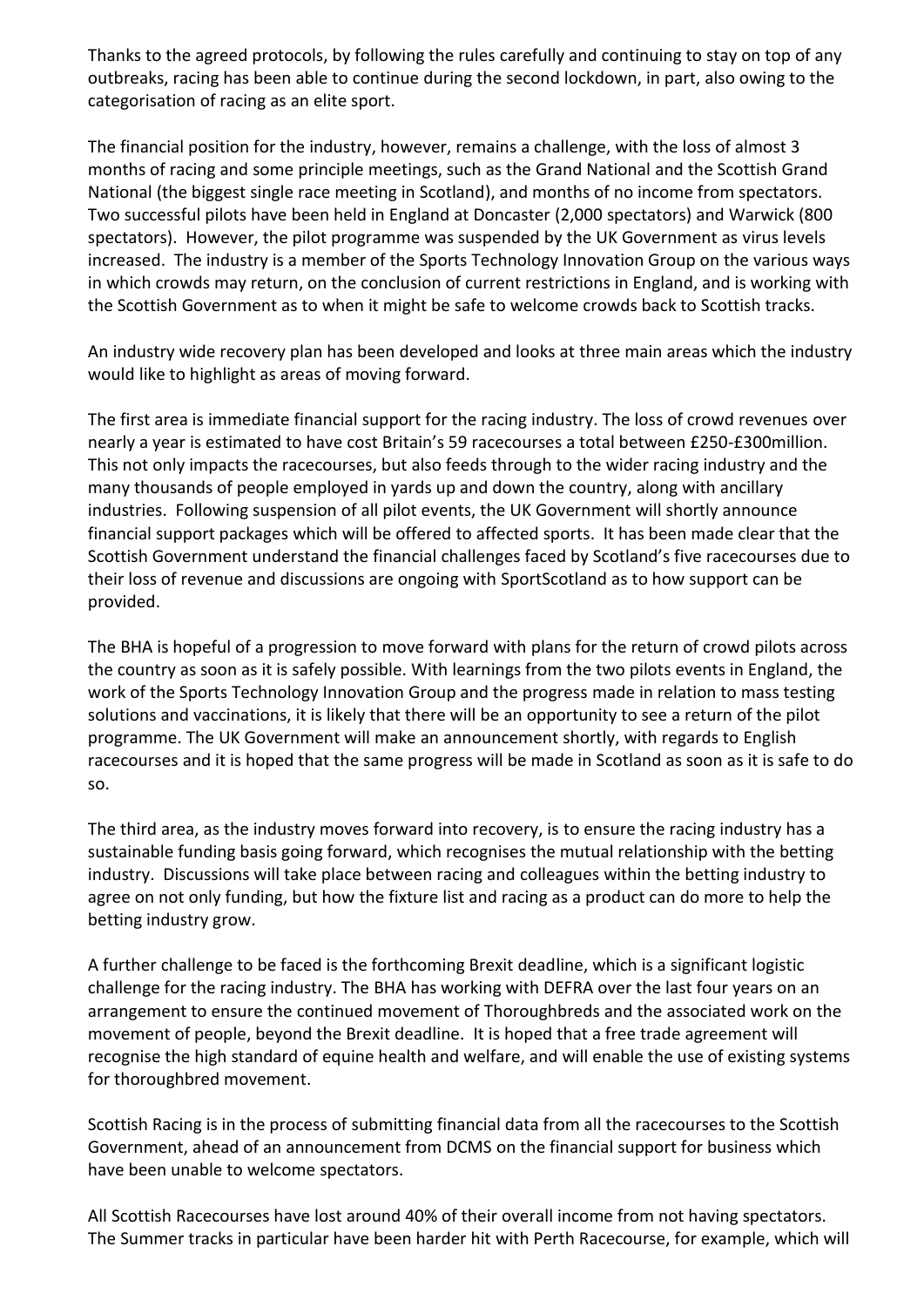Thanks to the agreed protocols, by following the rules carefully and continuing to stay on top of any outbreaks, racing has been able to continue during the second lockdown, in part, also owing to the categorisation of racing as an elite sport.

The financial position for the industry, however, remains a challenge, with the loss of almost 3 months of racing and some principle meetings, such as the Grand National and the Scottish Grand National (the biggest single race meeting in Scotland), and months of no income from spectators. Two successful pilots have been held in England at Doncaster (2,000 spectators) and Warwick (800 spectators). However, the pilot programme was suspended by the UK Government as virus levels increased. The industry is a member of the Sports Technology Innovation Group on the various ways in which crowds may return, on the conclusion of current restrictions in England, and is working with the Scottish Government as to when it might be safe to welcome crowds back to Scottish tracks.

An industry wide recovery plan has been developed and looks at three main areas which the industry would like to highlight as areas of moving forward.

The first area is immediate financial support for the racing industry. The loss of crowd revenues over nearly a year is estimated to have cost Britain's 59 racecourses a total between £250-£300million. This not only impacts the racecourses, but also feeds through to the wider racing industry and the many thousands of people employed in yards up and down the country, along with ancillary industries. Following suspension of all pilot events, the UK Government will shortly announce financial support packages which will be offered to affected sports. It has been made clear that the Scottish Government understand the financial challenges faced by Scotland's five racecourses due to their loss of revenue and discussions are ongoing with SportScotland as to how support can be provided.

The BHA is hopeful of a progression to move forward with plans for the return of crowd pilots across the country as soon as it is safely possible. With learnings from the two pilots events in England, the work of the Sports Technology Innovation Group and the progress made in relation to mass testing solutions and vaccinations, it is likely that there will be an opportunity to see a return of the pilot programme. The UK Government will make an announcement shortly, with regards to English racecourses and it is hoped that the same progress will be made in Scotland as soon as it is safe to do so.

The third area, as the industry moves forward into recovery, is to ensure the racing industry has a sustainable funding basis going forward, which recognises the mutual relationship with the betting industry. Discussions will take place between racing and colleagues within the betting industry to agree on not only funding, but how the fixture list and racing as a product can do more to help the betting industry grow.

A further challenge to be faced is the forthcoming Brexit deadline, which is a significant logistic challenge for the racing industry. The BHA has working with DEFRA over the last four years on an arrangement to ensure the continued movement of Thoroughbreds and the associated work on the movement of people, beyond the Brexit deadline. It is hoped that a free trade agreement will recognise the high standard of equine health and welfare, and will enable the use of existing systems for thoroughbred movement.

Scottish Racing is in the process of submitting financial data from all the racecourses to the Scottish Government, ahead of an announcement from DCMS on the financial support for business which have been unable to welcome spectators.

All Scottish Racecourses have lost around 40% of their overall income from not having spectators. The Summer tracks in particular have been harder hit with Perth Racecourse, for example, which will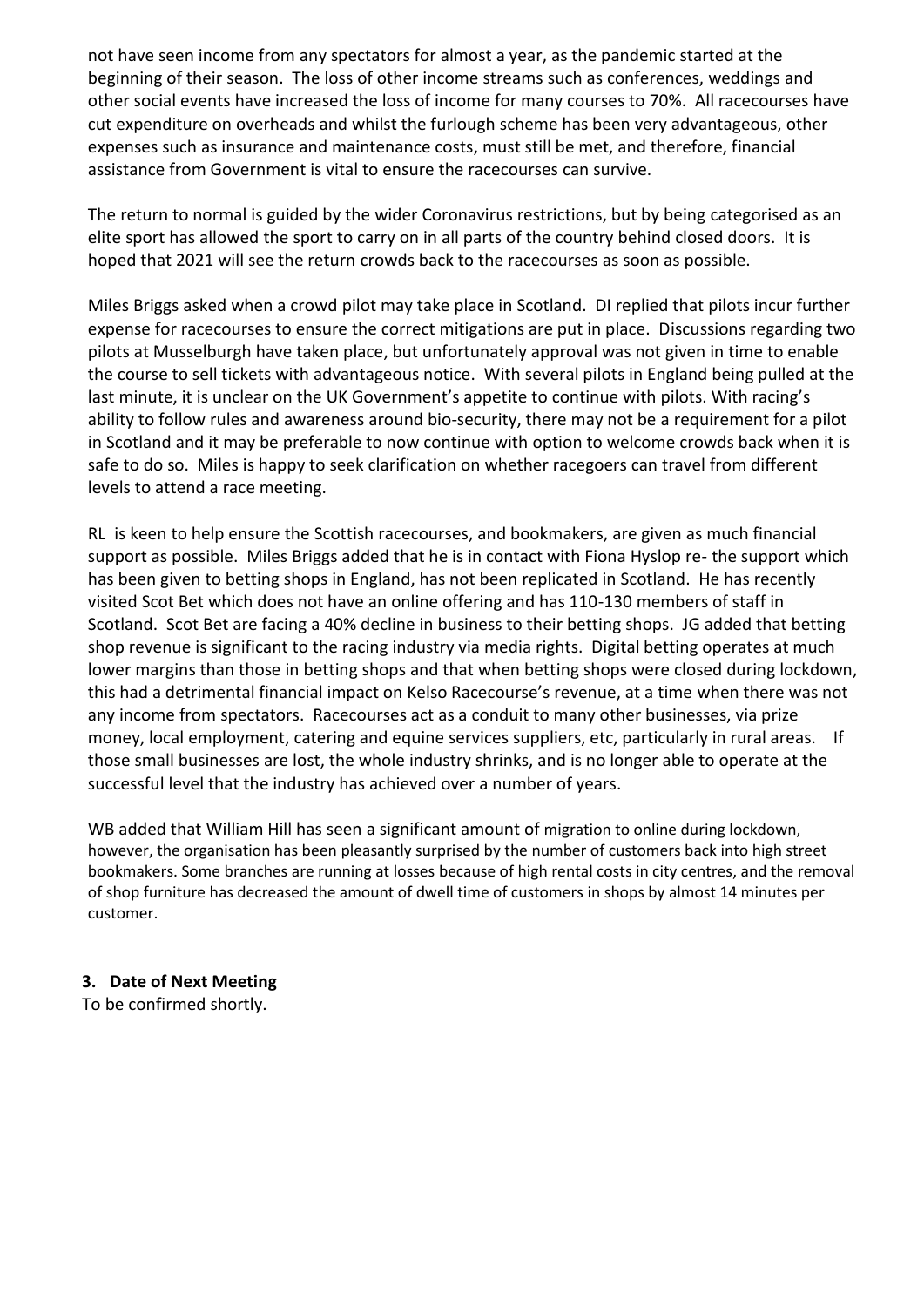not have seen income from any spectators for almost a year, as the pandemic started at the beginning of their season. The loss of other income streams such as conferences, weddings and other social events have increased the loss of income for many courses to 70%. All racecourses have cut expenditure on overheads and whilst the furlough scheme has been very advantageous, other expenses such as insurance and maintenance costs, must still be met, and therefore, financial assistance from Government is vital to ensure the racecourses can survive.

The return to normal is guided by the wider Coronavirus restrictions, but by being categorised as an elite sport has allowed the sport to carry on in all parts of the country behind closed doors. It is hoped that 2021 will see the return crowds back to the racecourses as soon as possible.

Miles Briggs asked when a crowd pilot may take place in Scotland. DI replied that pilots incur further expense for racecourses to ensure the correct mitigations are put in place. Discussions regarding two pilots at Musselburgh have taken place, but unfortunately approval was not given in time to enable the course to sell tickets with advantageous notice. With several pilots in England being pulled at the last minute, it is unclear on the UK Government's appetite to continue with pilots. With racing's ability to follow rules and awareness around bio-security, there may not be a requirement for a pilot in Scotland and it may be preferable to now continue with option to welcome crowds back when it is safe to do so. Miles is happy to seek clarification on whether racegoers can travel from different levels to attend a race meeting.

RL is keen to help ensure the Scottish racecourses, and bookmakers, are given as much financial support as possible. Miles Briggs added that he is in contact with Fiona Hyslop re- the support which has been given to betting shops in England, has not been replicated in Scotland. He has recently visited Scot Bet which does not have an online offering and has 110-130 members of staff in Scotland. Scot Bet are facing a 40% decline in business to their betting shops. JG added that betting shop revenue is significant to the racing industry via media rights. Digital betting operates at much lower margins than those in betting shops and that when betting shops were closed during lockdown, this had a detrimental financial impact on Kelso Racecourse's revenue, at a time when there was not any income from spectators. Racecourses act as a conduit to many other businesses, via prize money, local employment, catering and equine services suppliers, etc, particularly in rural areas. If those small businesses are lost, the whole industry shrinks, and is no longer able to operate at the successful level that the industry has achieved over a number of years.

WB added that William Hill has seen a significant amount of migration to online during lockdown, however, the organisation has been pleasantly surprised by the number of customers back into high street bookmakers. Some branches are running at losses because of high rental costs in city centres, and the removal of shop furniture has decreased the amount of dwell time of customers in shops by almost 14 minutes per customer.

### 3. Date of Next Meeting

To be confirmed shortly.